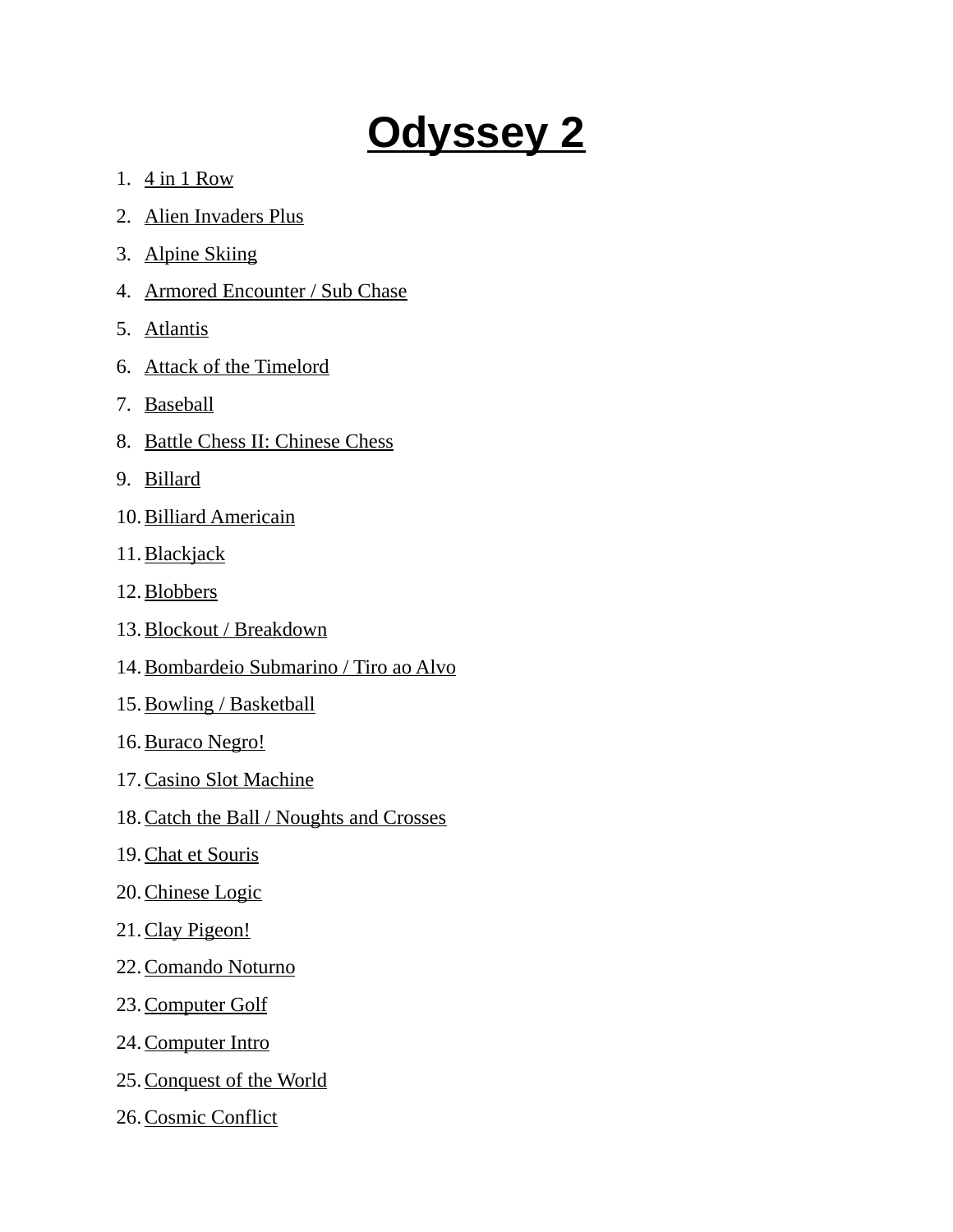# Odyssey 2

1. 4 in 1 Row
2. Alien Invaders Plus
3. Alpine Skiing
4. Armored Encounter / Sub Chase
5. Atlantis
6. Attack of the Timelord
7. Baseball
8. Battle Chess II: Chinese Chess
9. Billard
10. Billiard Americain
11. Blackjack
12. Blobbers
13. Blockout / Breakdown
14. Bombardeio Submarino / Tiro ao Alvo
15. Bowling / Basketball
16. Buraco Negro!
17. Casino Slot Machine
18. Catch the Ball / Noughts and Crosses
19. Chat et Souris
20. Chinese Logic
21. Clay Pigeon!
22. Comando Noturno
23. Computer Golf
24. Computer Intro
25. Conquest of the World
26. Cosmic Conflict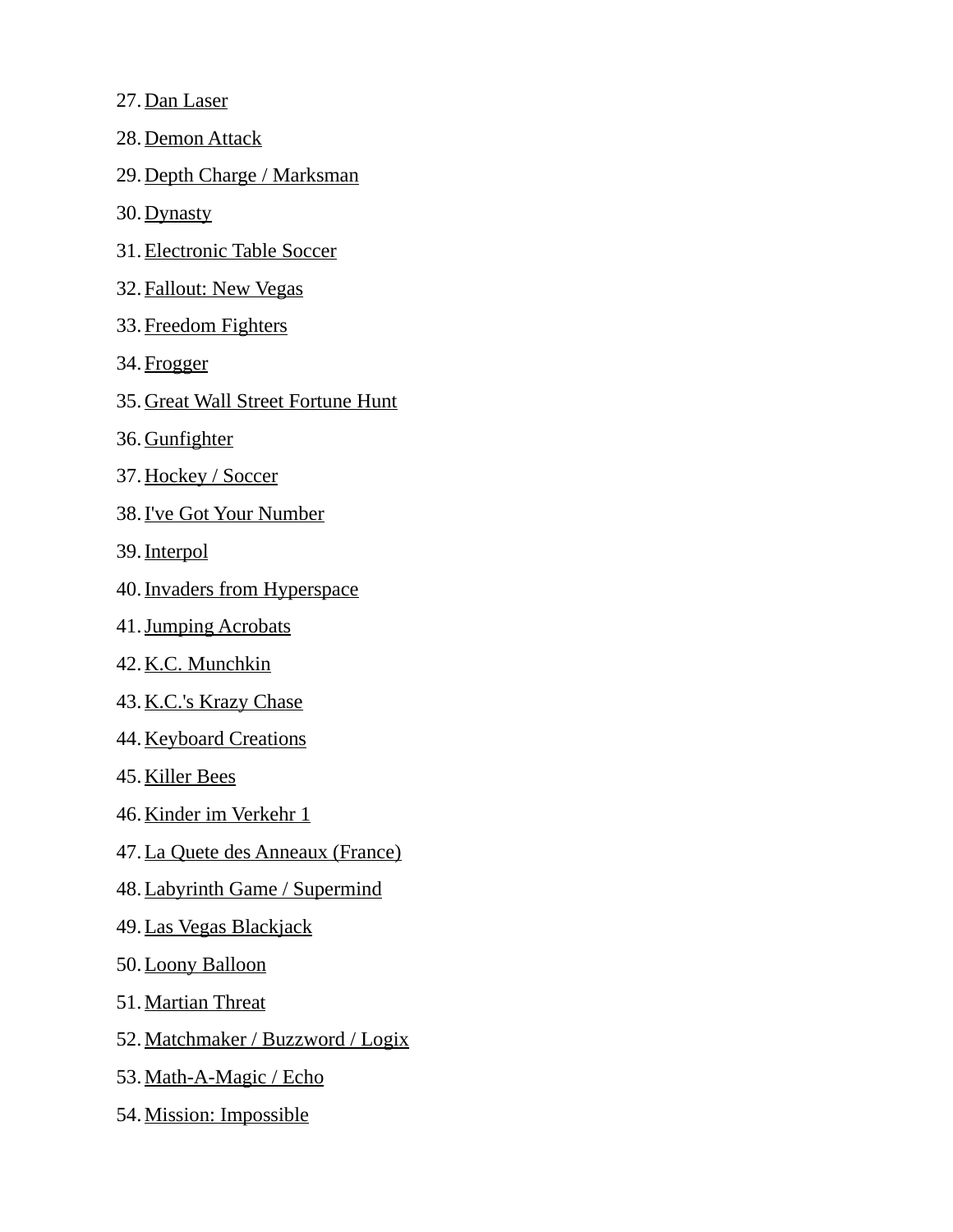27. Dan Laser
28. Demon Attack
29. Depth Charge / Marksman
30. Dynasty
31. Electronic Table Soccer
32. Fallout: New Vegas
33. Freedom Fighters
34. Frogger
35. Great Wall Street Fortune Hunt
36. Gunfighter
37. Hockey / Soccer
38. I've Got Your Number
39. Interpol
40. Invaders from Hyperspace
41. Jumping Acrobats
42. K.C. Munchkin
43. K.C.'s Krazy Chase
44. Keyboard Creations
45. Killer Bees
46. Kinder im Verkehr 1
47. La Quete des Anneaux (France)
48. Labyrinth Game / Supermind
49. Las Vegas Blackjack
50. Loony Balloon
51. Martian Threat
52. Matchmaker / Buzzword / Logix
53. Math-A-Magic / Echo
54. Mission: Impossible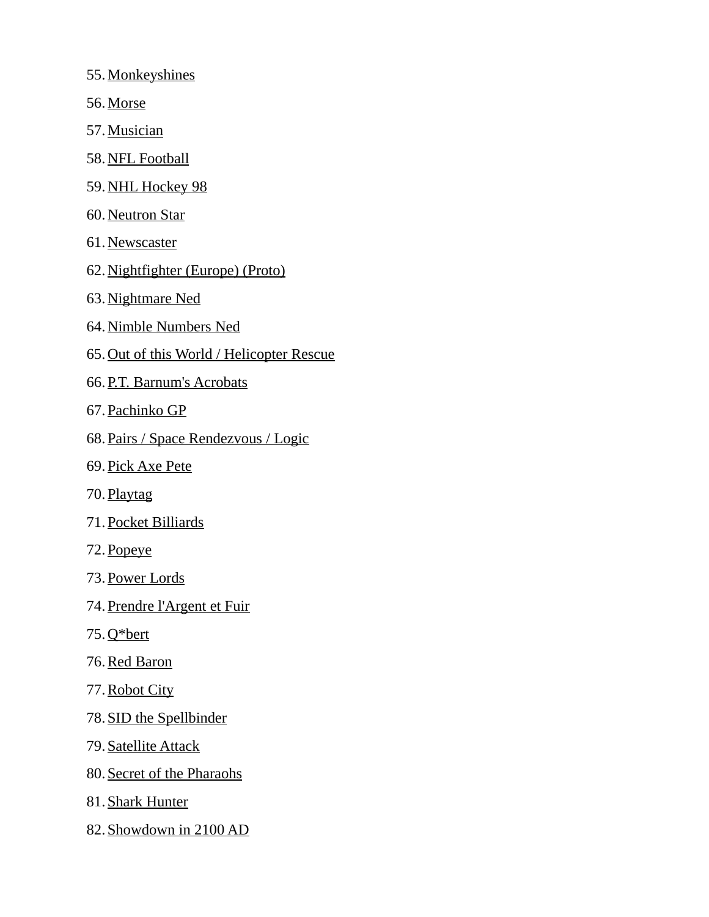55. Monkeyshines
56. Morse
57. Musician
58. NFL Football
59. NHL Hockey 98
60. Neutron Star
61. Newscaster
62. Nightfighter (Europe) (Proto)
63. Nightmare Ned
64. Nimble Numbers Ned
65. Out of this World / Helicopter Rescue
66. P.T. Barnum's Acrobats
67. Pachinko GP
68. Pairs / Space Rendezvous / Logic
69. Pick Axe Pete
70. Playtag
71. Pocket Billiards
72. Popeye
73. Power Lords
74. Prendre l'Argent et Fuir
75. Q*bert
76. Red Baron
77. Robot City
78. SID the Spellbinder
79. Satellite Attack
80. Secret of the Pharaohs
81. Shark Hunter
82. Showdown in 2100 AD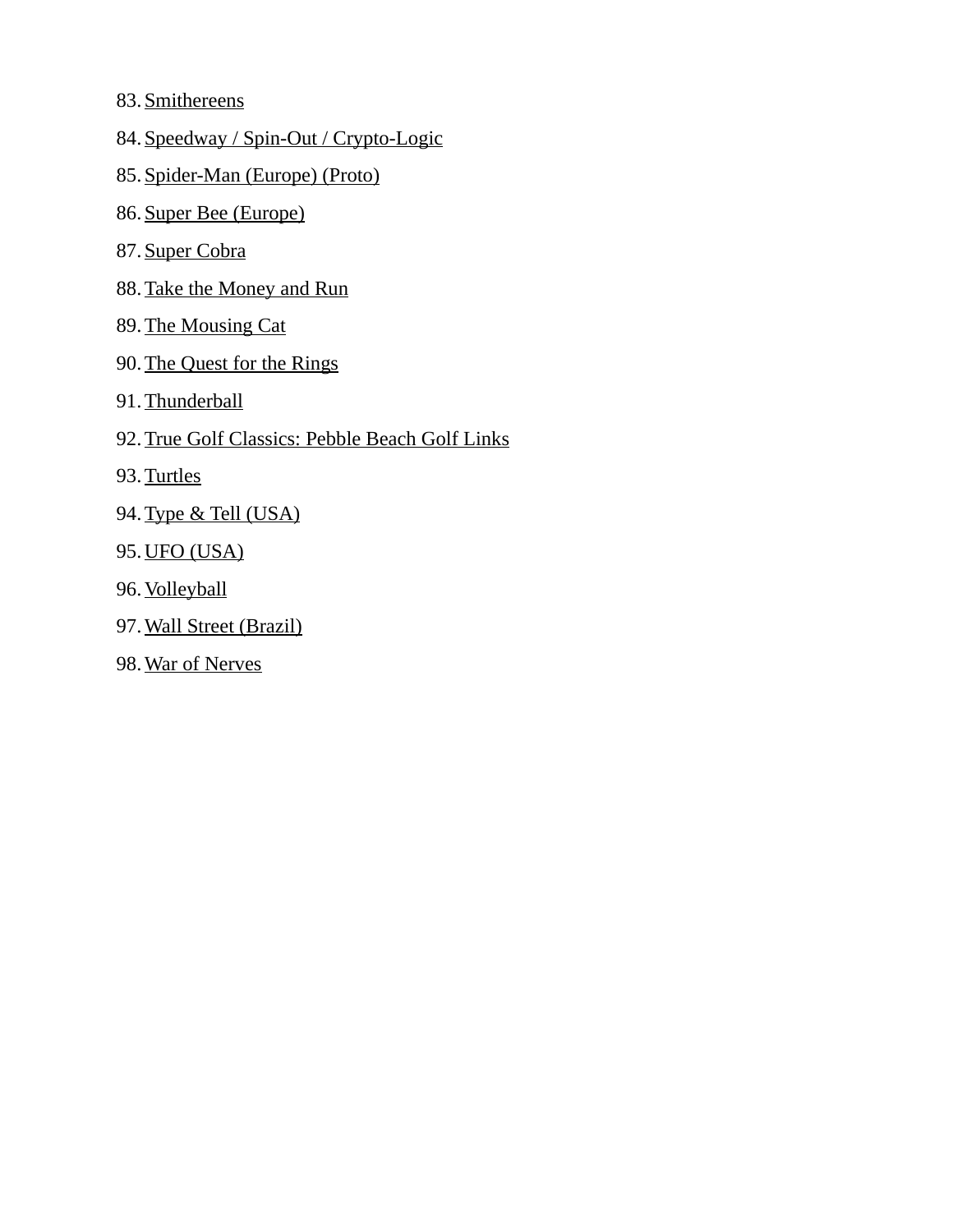83. Smithereens
84. Speedway / Spin-Out / Crypto-Logic
85. Spider-Man (Europe) (Proto)
86. Super Bee (Europe)
87. Super Cobra
88. Take the Money and Run
89. The Mousing Cat
90. The Quest for the Rings
91. Thunderball
92. True Golf Classics: Pebble Beach Golf Links
93. Turtles
94. Type & Tell (USA)
95. UFO (USA)
96. Volleyball
97. Wall Street (Brazil)
98. War of Nerves